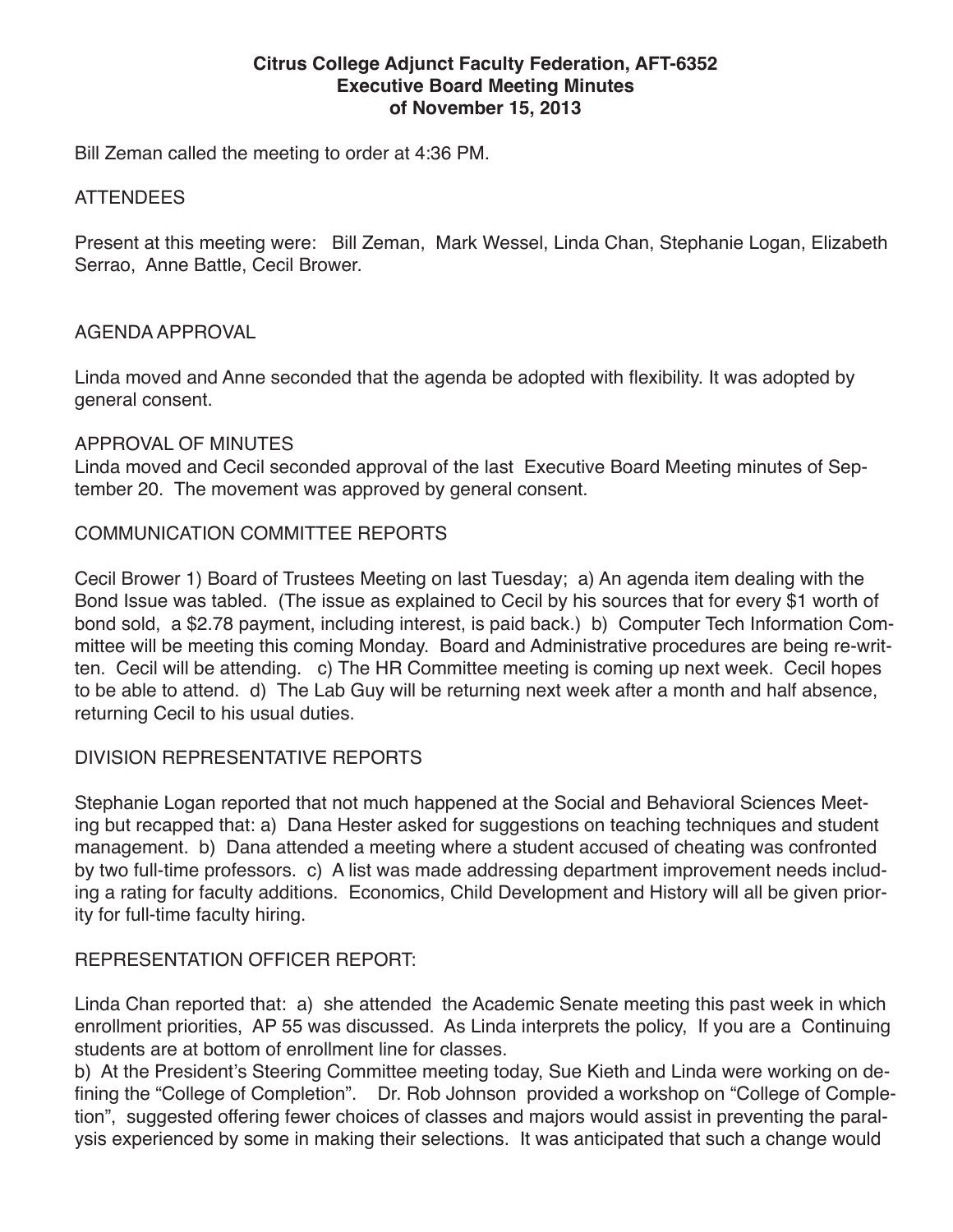**Citrus College Adjunct Faculty Federation, AFT-6352**
**Executive Board Meeting Minutes**
**of November 15, 2013**

Bill Zeman called the meeting to order at 4:36 PM.

ATTENDEES

Present at this meeting were: Bill Zeman, Mark Wessel, Linda Chan, Stephanie Logan, Elizabeth Serrao, Anne Battle, Cecil Brower.

AGENDA APPROVAL

Linda moved and Anne seconded that the agenda be adopted with flexibility. It was adopted by general consent.

APPROVAL OF MINUTES

Linda moved and Cecil seconded approval of the last Executive Board Meeting minutes of September 20. The movement was approved by general consent.

COMMUNICATION COMMITTEE REPORTS

Cecil Brower 1) Board of Trustees Meeting on last Tuesday; a) An agenda item dealing with the Bond Issue was tabled. (The issue as explained to Cecil by his sources that for every $1 worth of bond sold, a $2.78 payment, including interest, is paid back.) b) Computer Tech Information Committee will be meeting this coming Monday. Board and Administrative procedures are being re-written. Cecil will be attending. c) The HR Committee meeting is coming up next week. Cecil hopes to be able to attend. d) The Lab Guy will be returning next week after a month and half absence, returning Cecil to his usual duties.

DIVISION REPRESENTATIVE REPORTS

Stephanie Logan reported that not much happened at the Social and Behavioral Sciences Meeting but recapped that: a) Dana Hester asked for suggestions on teaching techniques and student management. b) Dana attended a meeting where a student accused of cheating was confronted by two full-time professors. c) A list was made addressing department improvement needs including a rating for faculty additions. Economics, Child Development and History will all be given priority for full-time faculty hiring.

REPRESENTATION OFFICER REPORT:

Linda Chan reported that: a) she attended the Academic Senate meeting this past week in which enrollment priorities, AP 55 was discussed. As Linda interprets the policy, If you are a Continuing students are at bottom of enrollment line for classes.

b) At the President's Steering Committee meeting today, Sue Kieth and Linda were working on defining the "College of Completion". Dr. Rob Johnson provided a workshop on "College of Completion", suggested offering fewer choices of classes and majors would assist in preventing the paralysis experienced by some in making their selections. It was anticipated that such a change would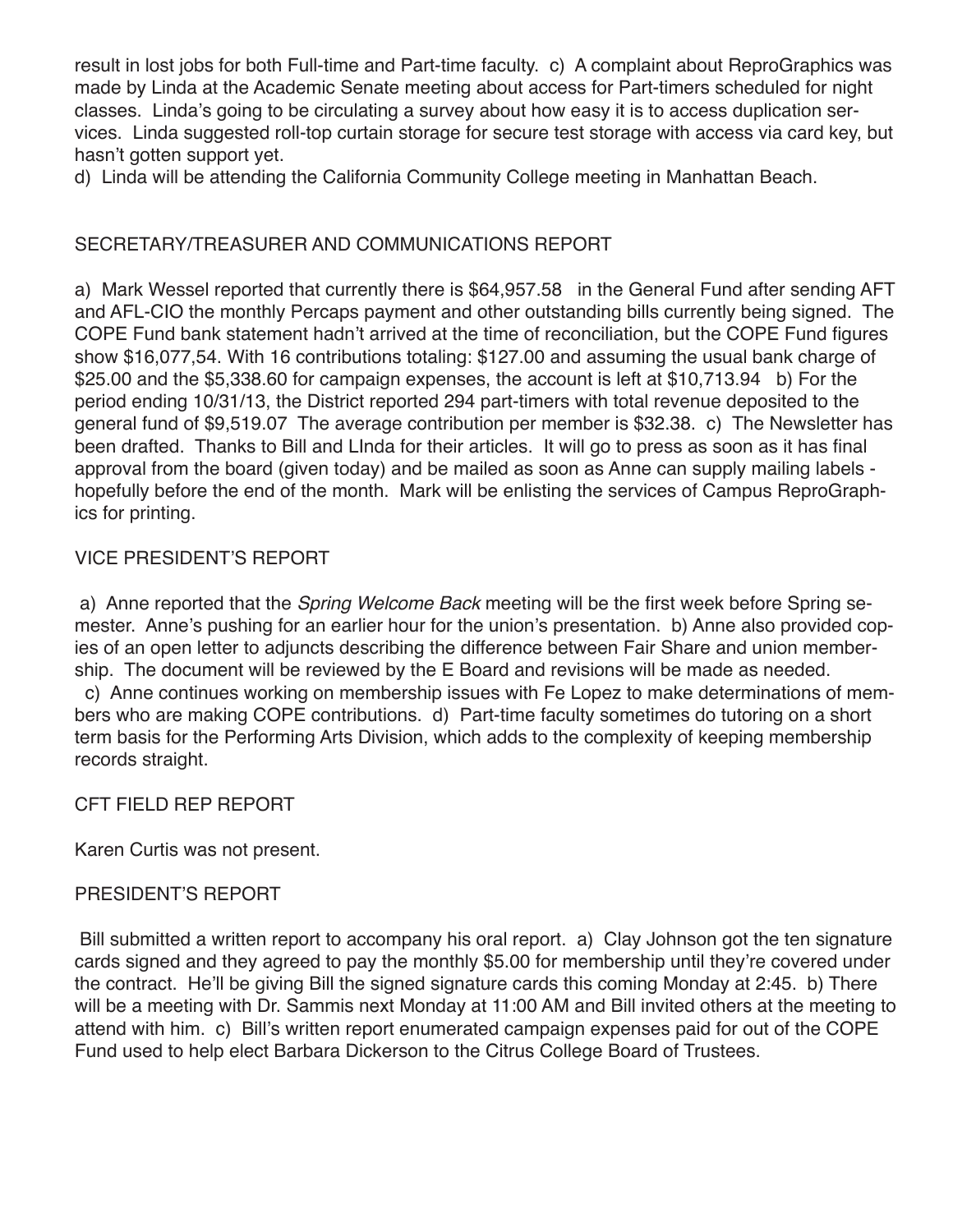result in lost jobs for both Full-time and Part-time faculty. c) A complaint about ReproGraphics was made by Linda at the Academic Senate meeting about access for Part-timers scheduled for night classes. Linda's going to be circulating a survey about how easy it is to access duplication services. Linda suggested roll-top curtain storage for secure test storage with access via card key, but hasn't gotten support yet.

d) Linda will be attending the California Community College meeting in Manhattan Beach.

## SECRETARY/TREASURER AND COMMUNICATIONS REPORT

a) Mark Wessel reported that currently there is $64,957.58 in the General Fund after sending AFT and AFL-CIO the monthly Percaps payment and other outstanding bills currently being signed. The COPE Fund bank statement hadn't arrived at the time of reconciliation, but the COPE Fund figures show $16,077,54. With 16 contributions totaling: $127.00 and assuming the usual bank charge of $25.00 and the $5,338.60 for campaign expenses, the account is left at $10,713.94 b) For the period ending 10/31/13, the District reported 294 part-timers with total revenue deposited to the general fund of $9,519.07 The average contribution per member is $32.38. c) The Newsletter has been drafted. Thanks to Bill and LInda for their articles. It will go to press as soon as it has final approval from the board (given today) and be mailed as soon as Anne can supply mailing labels - hopefully before the end of the month. Mark will be enlisting the services of Campus ReproGraphics for printing.

## VICE PRESIDENT'S REPORT

a) Anne reported that the *Spring Welcome Back* meeting will be the first week before Spring semester. Anne's pushing for an earlier hour for the union's presentation. b) Anne also provided copies of an open letter to adjuncts describing the difference between Fair Share and union membership. The document will be reviewed by the E Board and revisions will be made as needed.

c) Anne continues working on membership issues with Fe Lopez to make determinations of members who are making COPE contributions. d) Part-time faculty sometimes do tutoring on a short term basis for the Performing Arts Division, which adds to the complexity of keeping membership records straight.

## CFT FIELD REP REPORT

Karen Curtis was not present.

## PRESIDENT'S REPORT

Bill submitted a written report to accompany his oral report. a) Clay Johnson got the ten signature cards signed and they agreed to pay the monthly $5.00 for membership until they're covered under the contract. He'll be giving Bill the signed signature cards this coming Monday at 2:45. b) There will be a meeting with Dr. Sammis next Monday at 11:00 AM and Bill invited others at the meeting to attend with him. c) Bill's written report enumerated campaign expenses paid for out of the COPE Fund used to help elect Barbara Dickerson to the Citrus College Board of Trustees.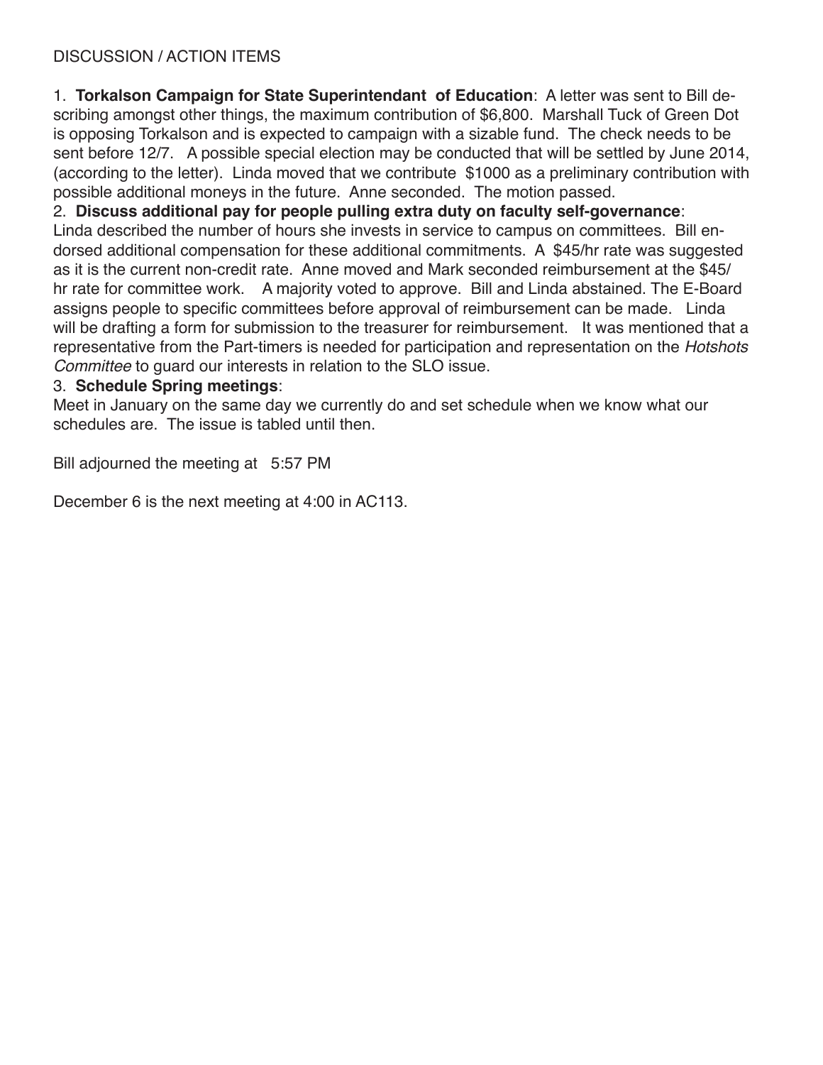DISCUSSION / ACTION ITEMS

1. **Torkalson Campaign for State Superintendant of Education**: A letter was sent to Bill describing amongst other things, the maximum contribution of $6,800. Marshall Tuck of Green Dot is opposing Torkalson and is expected to campaign with a sizable fund. The check needs to be sent before 12/7. A possible special election may be conducted that will be settled by June 2014, (according to the letter). Linda moved that we contribute $1000 as a preliminary contribution with possible additional moneys in the future. Anne seconded. The motion passed.

2. **Discuss additional pay for people pulling extra duty on faculty self-governance**: Linda described the number of hours she invests in service to campus on committees. Bill endorsed additional compensation for these additional commitments. A $45/hr rate was suggested as it is the current non-credit rate. Anne moved and Mark seconded reimbursement at the $45/hr rate for committee work. A majority voted to approve. Bill and Linda abstained. The E-Board assigns people to specific committees before approval of reimbursement can be made. Linda will be drafting a form for submission to the treasurer for reimbursement. It was mentioned that a representative from the Part-timers is needed for participation and representation on the *Hotshots Committee* to guard our interests in relation to the SLO issue.

3. **Schedule Spring meetings**: Meet in January on the same day we currently do and set schedule when we know what our schedules are. The issue is tabled until then.

Bill adjourned the meeting at 5:57 PM

December 6 is the next meeting at 4:00 in AC113.